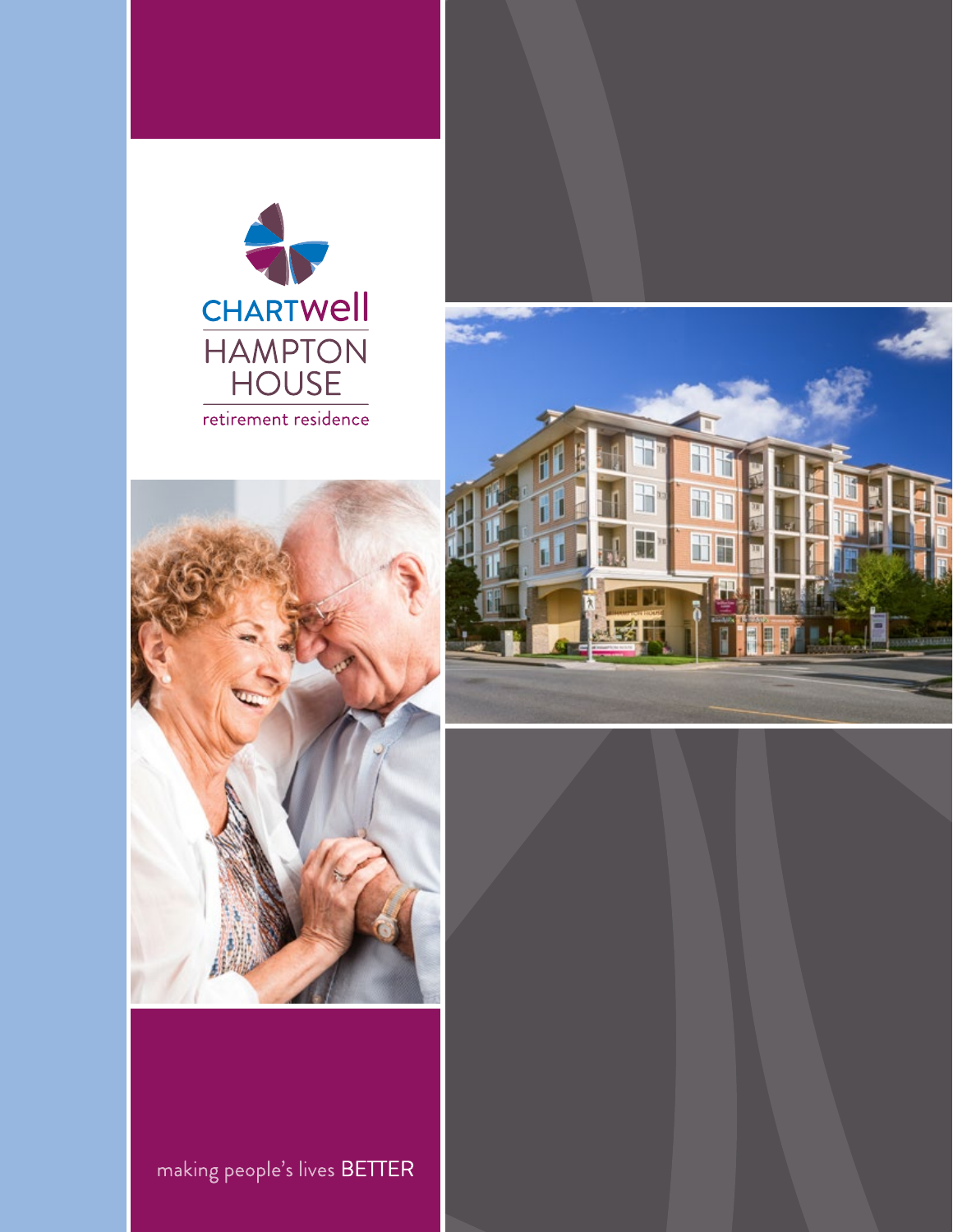CHARTWELL

# HAMPTON HOUSE

retirement residence

making people's lives BETTER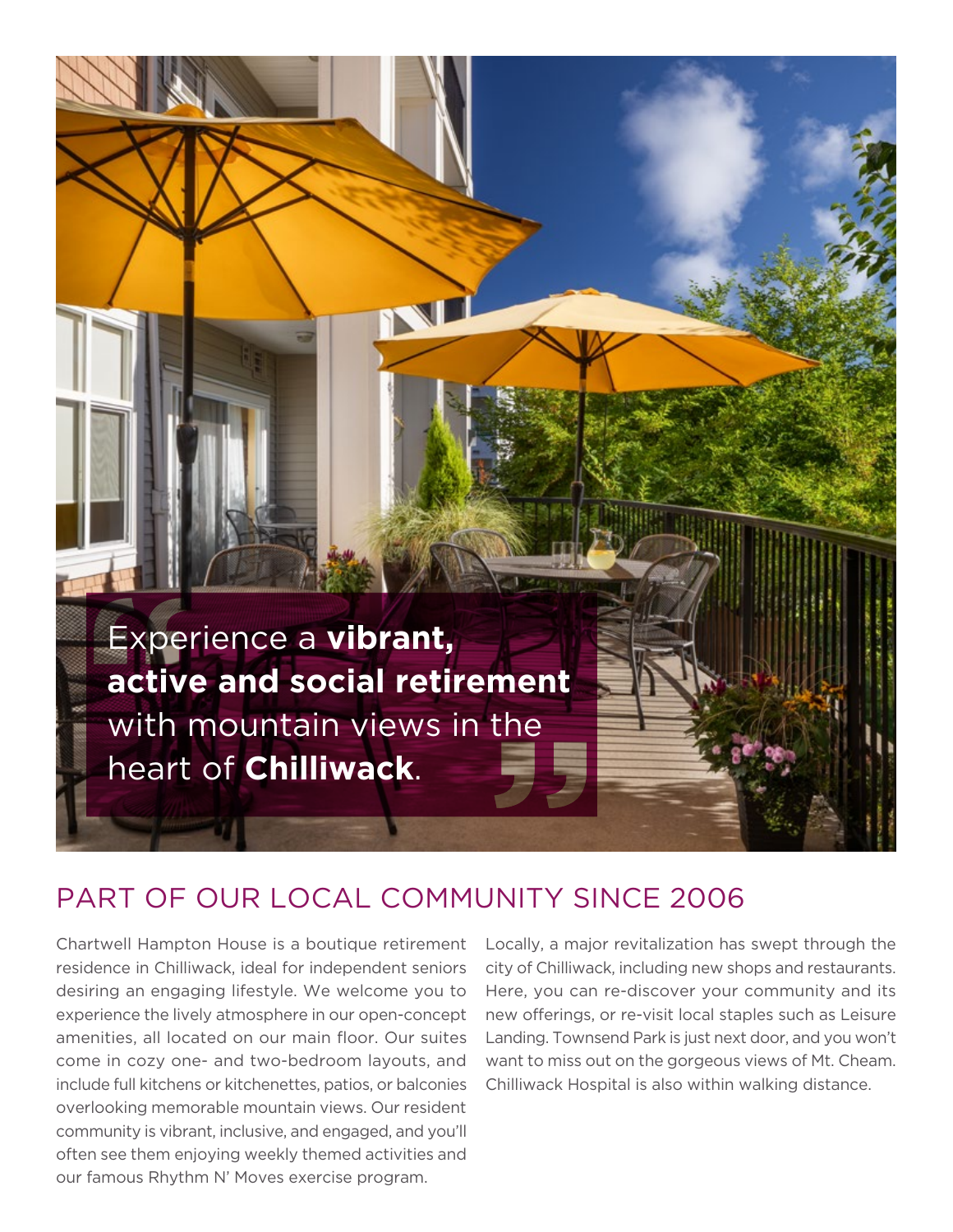Experience a **vibrant, active and social retirement** with mountain views in the heart of **Chilliwack**.

## PART OF OUR LOCAL COMMUNITY SINCE 2006

Chartwell Hampton House is a boutique retirement residence in Chilliwack, ideal for independent seniors desiring an engaging lifestyle. We welcome you to experience the lively atmosphere in our open-concept amenities, all located on our main floor. Our suites come in cozy one- and two-bedroom layouts, and include full kitchens or kitchenettes, patios, or balconies overlooking memorable mountain views. Our resident community is vibrant, inclusive, and engaged, and you'll often see them enjoying weekly themed activities and our famous Rhythm N' Moves exercise program.

Locally, a major revitalization has swept through the city of Chilliwack, including new shops and restaurants. Here, you can re-discover your community and its new offerings, or re-visit local staples such as Leisure Landing. Townsend Park is just next door, and you won't want to miss out on the gorgeous views of Mt. Cheam. Chilliwack Hospital is also within walking distance.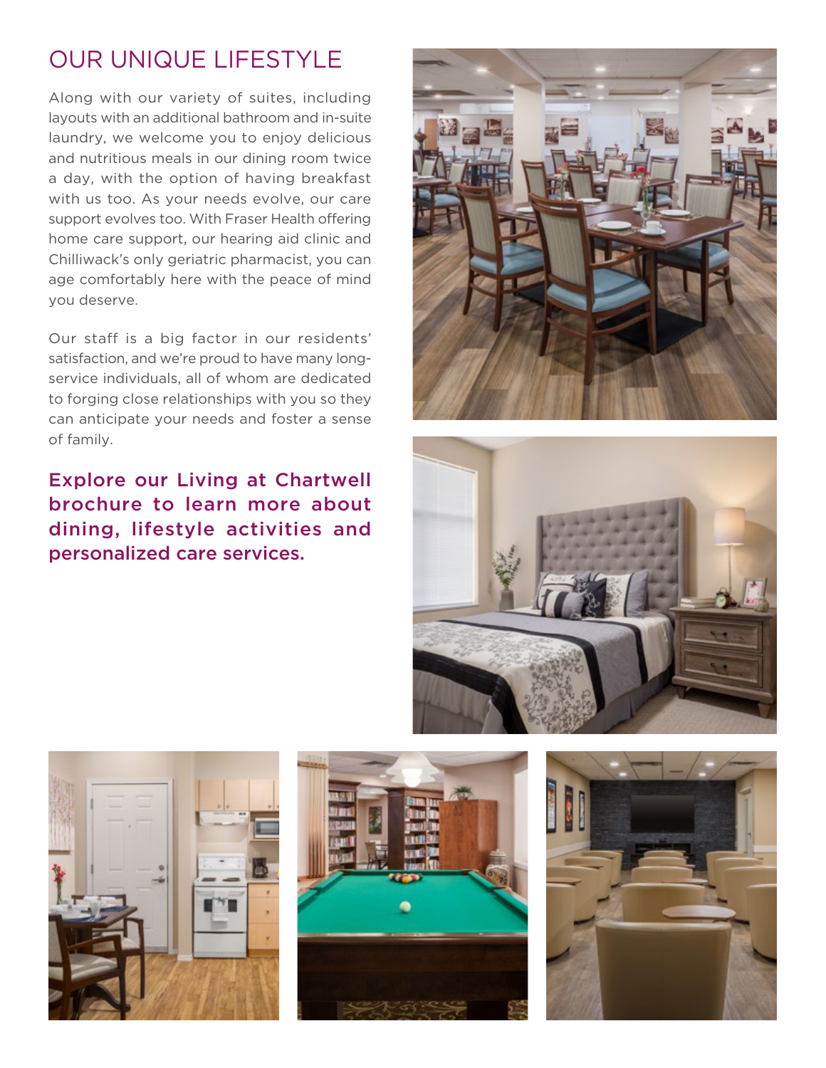## OUR UNIQUE LIFESTYLE

Along with our variety of suites, including layouts with an additional bathroom and in-suite laundry, we welcome you to enjoy delicious and nutritious meals in our dining room twice a day, with the option of having breakfast with us too. As your needs evolve, our care support evolves too. With Fraser Health offering home care support, our hearing aid clinic and Chilliwack's only geriatric pharmacist, you can age comfortably here with the peace of mind you deserve.

Our staff is a big factor in our residents' satisfaction, and we're proud to have many long-service individuals, all of whom are dedicated to forging close relationships with you so they can anticipate your needs and foster a sense of family.

**Explore our Living at Chartwell brochure to learn more about dining, lifestyle activities and personalized care services.**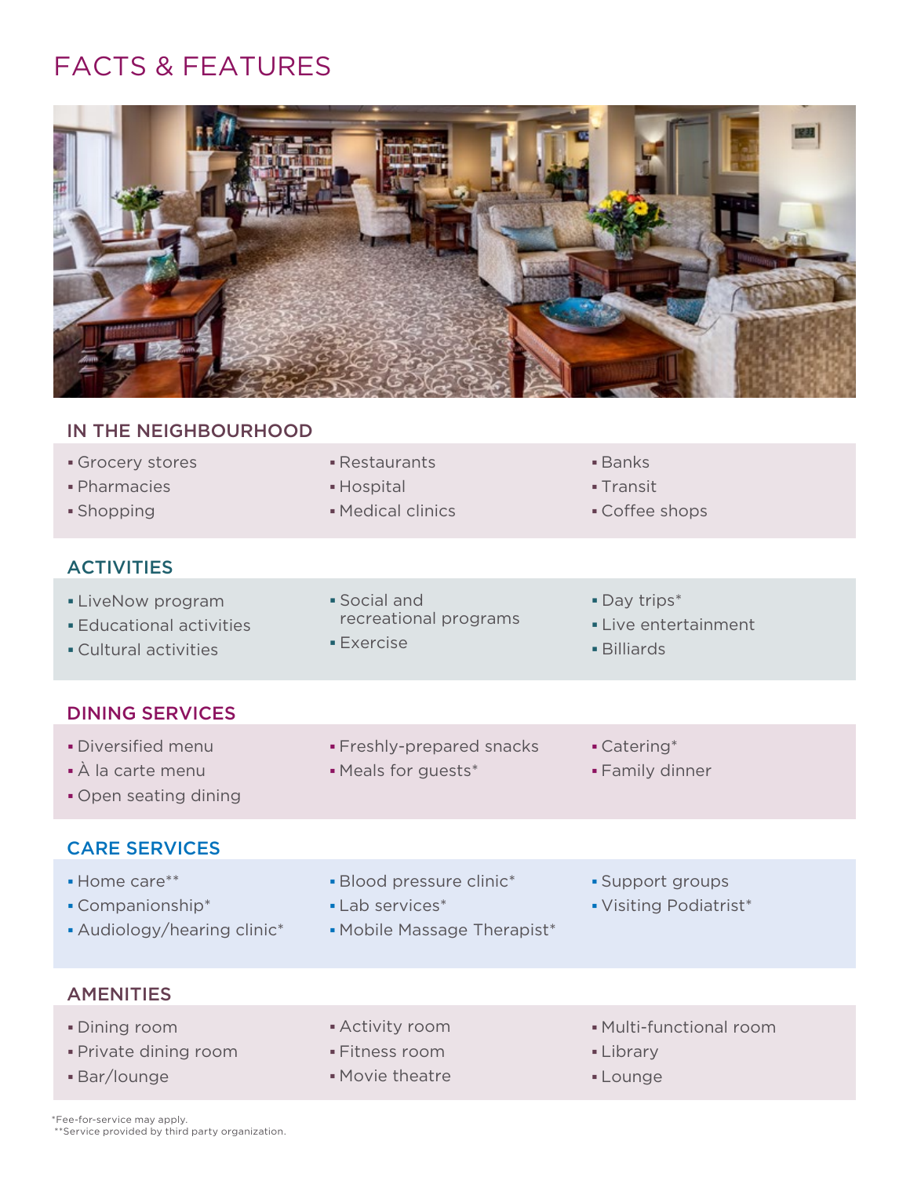# FACTS & FEATURES

## IN THE NEIGHBOURHOOD

- Grocery stores
- Pharmacies
- Shopping
- Restaurants
- Hospital
- Medical clinics
- Banks
- Transit
- Coffee shops

## ACTIVITIES

- LiveNow program
- Educational activities
- Cultural activities
- Social and recreational programs
- Exercise
- Day trips*
- Live entertainment
- Billiards

## DINING SERVICES

- Diversified menu
- À la carte menu
- Open seating dining
- Freshly-prepared snacks
- Meals for guests*
- Catering*
- Family dinner

## CARE SERVICES

- Home care**
- Companionship*
- Audiology/hearing clinic*
- Blood pressure clinic*
- Lab services*
- Mobile Massage Therapist*
- Support groups
- Visiting Podiatrist*

## AMENITIES

- Dining room
- Private dining room
- Bar/lounge
- Activity room
- Fitness room
- Movie theatre
- Multi-functional room
- Library
- Lounge

*Fee-for-service may apply.
**Service provided by third party organization.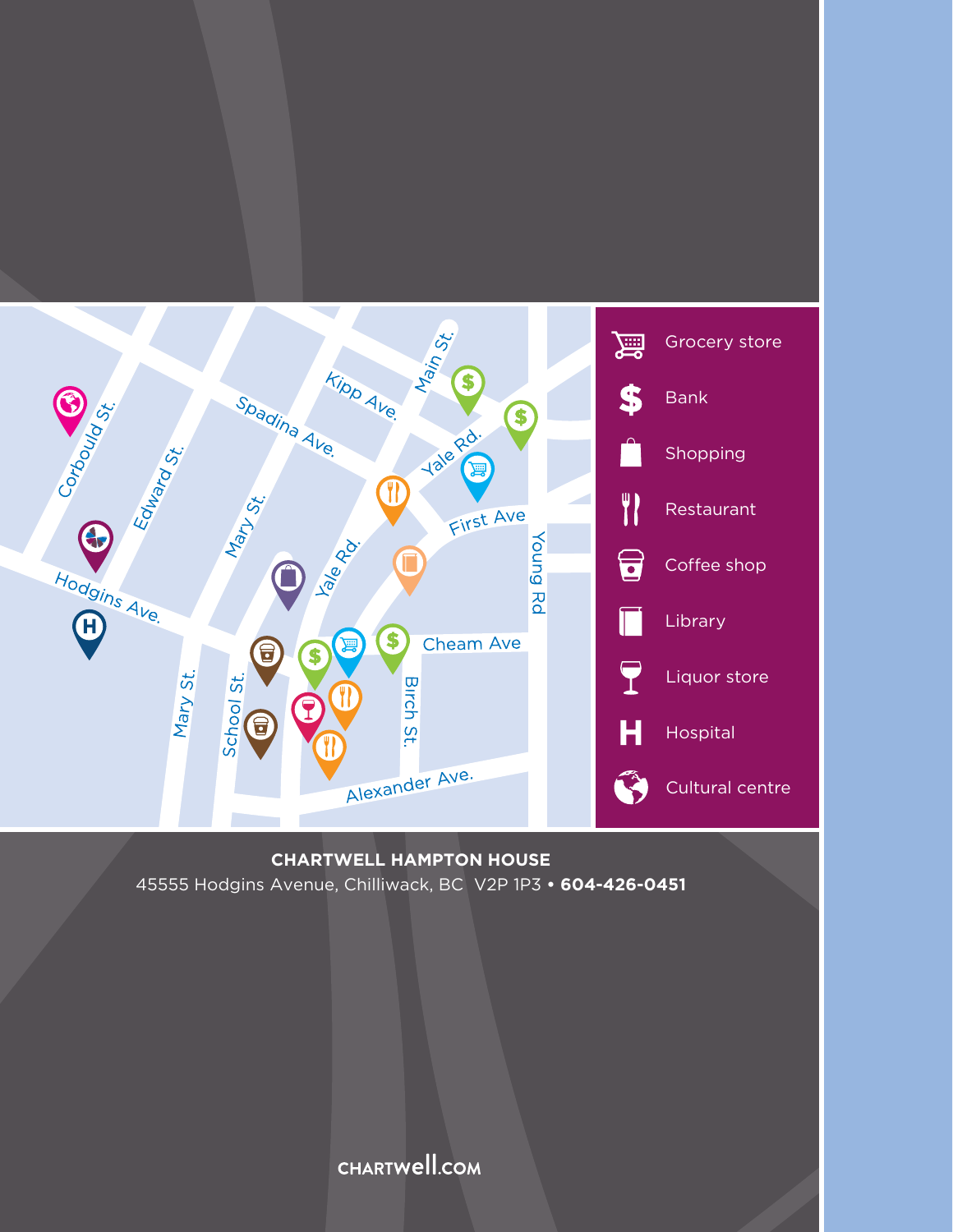Grocery store

Bank

Shopping

Restaurant

Coffee shop

Library

Liquor store

Hospital

Cultural centre

Corbould St.
Edward St.
Spadina Ave.
Kipp Ave.
Main St.
Yale Rd.
Mary St.
First Ave
Young Rd
Hodgins Ave.
Yale Rd.
Cheam Ave
Birch St.
Mary St.
School St.
Alexander Ave.

**CHARTWELL HAMPTON HOUSE**

45555 Hodgins Avenue, Chilliwack, BC  V2P 1P3 • **604-426-0451**

CHARTWELL.COM